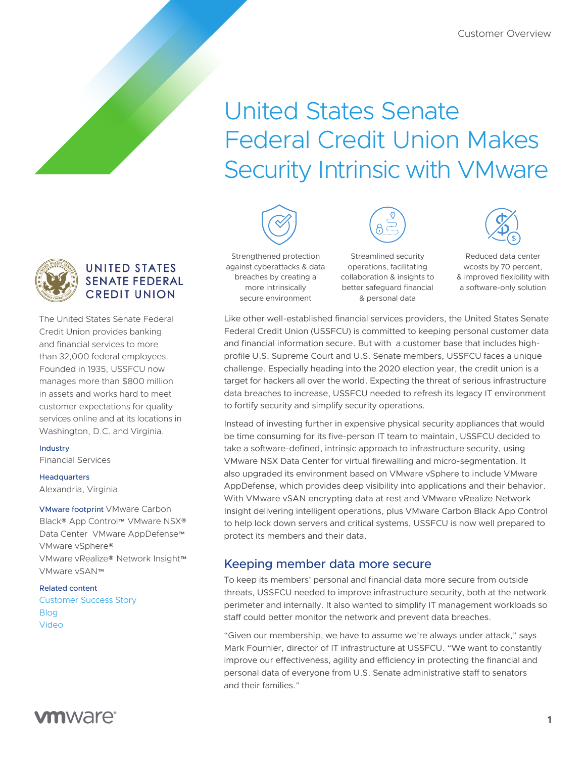Customer Overview

# United States Senate Federal Credit Union Makes Security Intrinsic with VMware

Strengthened protection against cyberattacks & data breaches by creating a more intrinsically secure environment

Streamlined security operations, facilitating collaboration & insights to better safeguard financial & personal data

Reduced data center wcosts by 70 percent, & improved flexibility with a software-only solution

UNITED STATES SENATE FEDERAL CREDIT UNION

The United States Senate Federal Credit Union provides banking and financial services to more than 32,000 federal employees. Founded in 1935, USSFCU now manages more than $800 million in assets and works hard to meet customer expectations for quality services online and at its locations in Washington, D.C. and Virginia.

**Industry**
Financial Services

**Headquarters**
Alexandria, Virginia

**VMware footprint** VMware Carbon Black® App Control™ VMware NSX® Data Center VMware AppDefense™ VMware vSphere® VMware vRealize® Network Insight™ VMware vSAN™

**Related content**
Customer Success Story
Blog
Video

Like other well-established financial services providers, the United States Senate Federal Credit Union (USSFCU) is committed to keeping personal customer data and financial information secure. But with a customer base that includes high-profile U.S. Supreme Court and U.S. Senate members, USSFCU faces a unique challenge. Especially heading into the 2020 election year, the credit union is a target for hackers all over the world. Expecting the threat of serious infrastructure data breaches to increase, USSFCU needed to refresh its legacy IT environment to fortify security and simplify security operations.

Instead of investing further in expensive physical security appliances that would be time consuming for its five-person IT team to maintain, USSFCU decided to take a software-defined, intrinsic approach to infrastructure security, using VMware NSX Data Center for virtual firewalling and micro-segmentation. It also upgraded its environment based on VMware vSphere to include VMware AppDefense, which provides deep visibility into applications and their behavior. With VMware vSAN encrypting data at rest and VMware vRealize Network Insight delivering intelligent operations, plus VMware Carbon Black App Control to help lock down servers and critical systems, USSFCU is now well prepared to protect its members and their data.

## Keeping member data more secure

To keep its members' personal and financial data more secure from outside threats, USSFCU needed to improve infrastructure security, both at the network perimeter and internally. It also wanted to simplify IT management workloads so staff could better monitor the network and prevent data breaches.

"Given our membership, we have to assume we're always under attack," says Mark Fournier, director of IT infrastructure at USSFCU. "We want to constantly improve our effectiveness, agility and efficiency in protecting the financial and personal data of everyone from U.S. Senate administrative staff to senators and their families."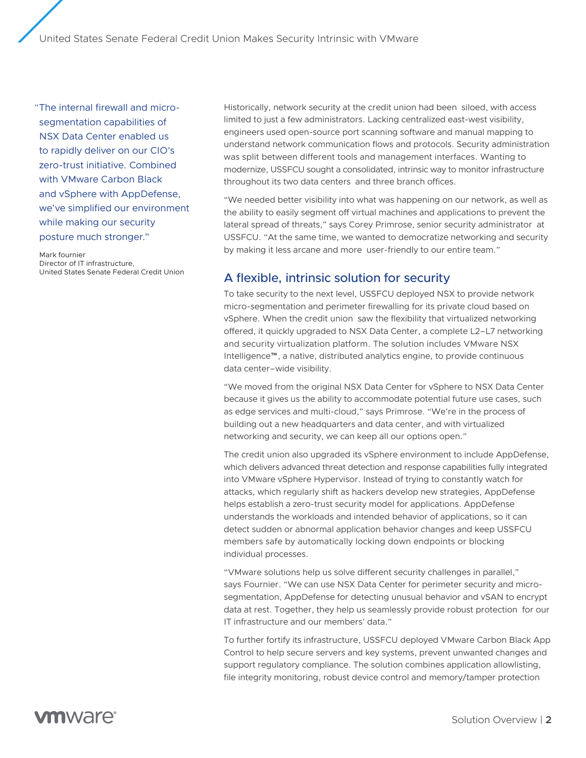> "The internal firewall and micro-segmentation capabilities of NSX Data Center enabled us to rapidly deliver on our CIO's zero-trust initiative. Combined with VMware Carbon Black and vSphere with AppDefense, we've simplified our environment while making our security posture much stronger."
>
> Mark fournier
> Director of IT infrastructure,
> United States Senate Federal Credit Union

Historically, network security at the credit union had been siloed, with access limited to just a few administrators. Lacking centralized east-west visibility, engineers used open-source port scanning software and manual mapping to understand network communication flows and protocols. Security administration was split between different tools and management interfaces. Wanting to modernize, USSFCU sought a consolidated, intrinsic way to monitor infrastructure throughout its two data centers and three branch offices.

"We needed better visibility into what was happening on our network, as well as the ability to easily segment off virtual machines and applications to prevent the lateral spread of threats," says Corey Primrose, senior security administrator at USSFCU. "At the same time, we wanted to democratize networking and security by making it less arcane and more user-friendly to our entire team."

## A flexible, intrinsic solution for security

To take security to the next level, USSFCU deployed NSX to provide network micro-segmentation and perimeter firewalling for its private cloud based on vSphere. When the credit union saw the flexibility that virtualized networking offered, it quickly upgraded to NSX Data Center, a complete L2–L7 networking and security virtualization platform. The solution includes VMware NSX Intelligence™, a native, distributed analytics engine, to provide continuous data center–wide visibility.

"We moved from the original NSX Data Center for vSphere to NSX Data Center because it gives us the ability to accommodate potential future use cases, such as edge services and multi-cloud," says Primrose. "We're in the process of building out a new headquarters and data center, and with virtualized networking and security, we can keep all our options open."

The credit union also upgraded its vSphere environment to include AppDefense, which delivers advanced threat detection and response capabilities fully integrated into VMware vSphere Hypervisor. Instead of trying to constantly watch for attacks, which regularly shift as hackers develop new strategies, AppDefense helps establish a zero-trust security model for applications. AppDefense understands the workloads and intended behavior of applications, so it can detect sudden or abnormal application behavior changes and keep USSFCU members safe by automatically locking down endpoints or blocking individual processes.

"VMware solutions help us solve different security challenges in parallel," says Fournier. "We can use NSX Data Center for perimeter security and micro-segmentation, AppDefense for detecting unusual behavior and vSAN to encrypt data at rest. Together, they help us seamlessly provide robust protection for our IT infrastructure and our members' data."

To further fortify its infrastructure, USSFCU deployed VMware Carbon Black App Control to help secure servers and key systems, prevent unwanted changes and support regulatory compliance. The solution combines application allowlisting, file integrity monitoring, robust device control and memory/tamper protection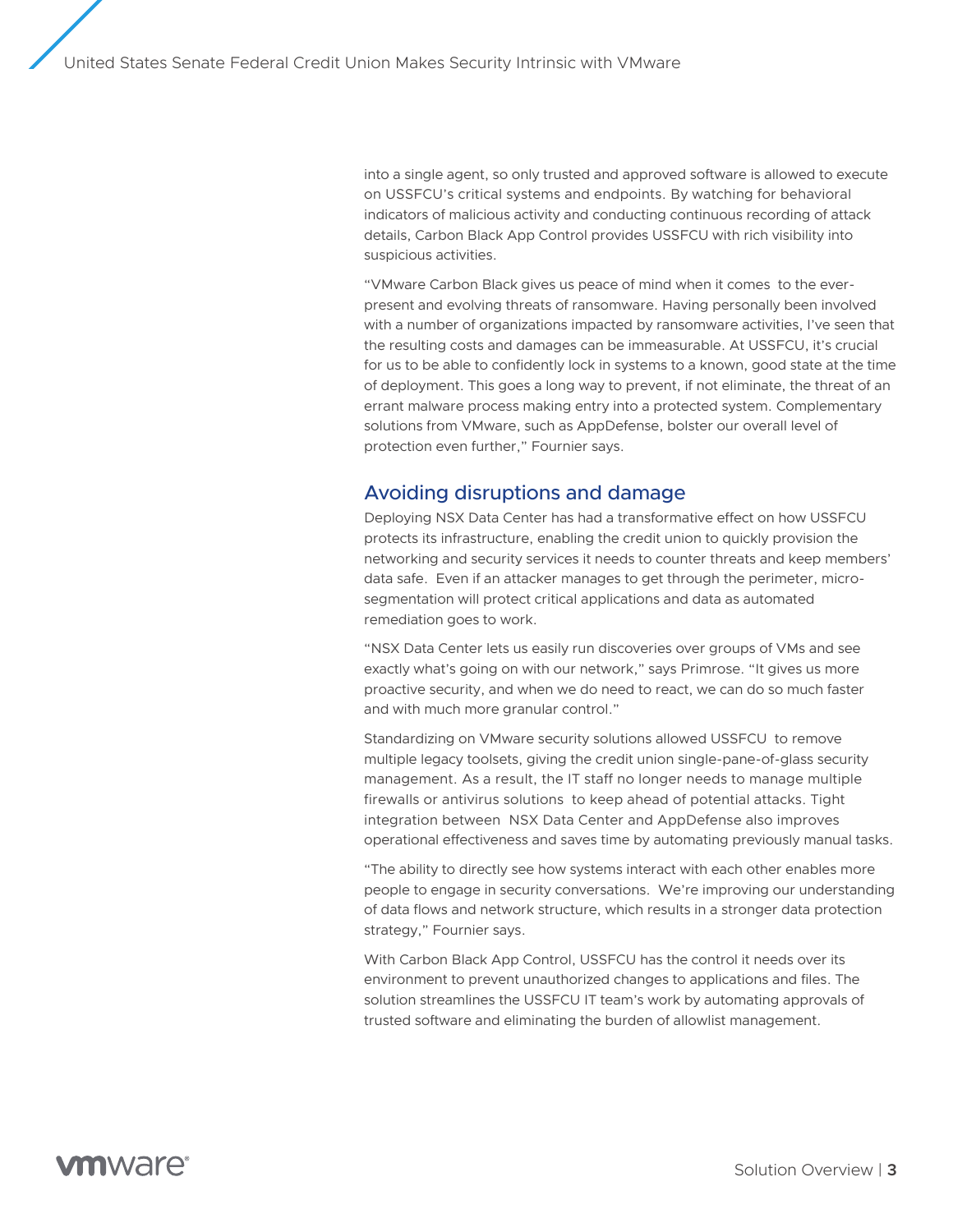into a single agent, so only trusted and approved software is allowed to execute on USSFCU's critical systems and endpoints. By watching for behavioral indicators of malicious activity and conducting continuous recording of attack details, Carbon Black App Control provides USSFCU with rich visibility into suspicious activities.

"VMware Carbon Black gives us peace of mind when it comes to the ever-present and evolving threats of ransomware. Having personally been involved with a number of organizations impacted by ransomware activities, I've seen that the resulting costs and damages can be immeasurable. At USSFCU, it's crucial for us to be able to confidently lock in systems to a known, good state at the time of deployment. This goes a long way to prevent, if not eliminate, the threat of an errant malware process making entry into a protected system. Complementary solutions from VMware, such as AppDefense, bolster our overall level of protection even further," Fournier says.

## Avoiding disruptions and damage

Deploying NSX Data Center has had a transformative effect on how USSFCU protects its infrastructure, enabling the credit union to quickly provision the networking and security services it needs to counter threats and keep members' data safe. Even if an attacker manages to get through the perimeter, micro-segmentation will protect critical applications and data as automated remediation goes to work.

"NSX Data Center lets us easily run discoveries over groups of VMs and see exactly what's going on with our network," says Primrose. "It gives us more proactive security, and when we do need to react, we can do so much faster and with much more granular control."

Standardizing on VMware security solutions allowed USSFCU to remove multiple legacy toolsets, giving the credit union single-pane-of-glass security management. As a result, the IT staff no longer needs to manage multiple firewalls or antivirus solutions to keep ahead of potential attacks. Tight integration between NSX Data Center and AppDefense also improves operational effectiveness and saves time by automating previously manual tasks.

"The ability to directly see how systems interact with each other enables more people to engage in security conversations. We're improving our understanding of data flows and network structure, which results in a stronger data protection strategy," Fournier says.

With Carbon Black App Control, USSFCU has the control it needs over its environment to prevent unauthorized changes to applications and files. The solution streamlines the USSFCU IT team's work by automating approvals of trusted software and eliminating the burden of allowlist management.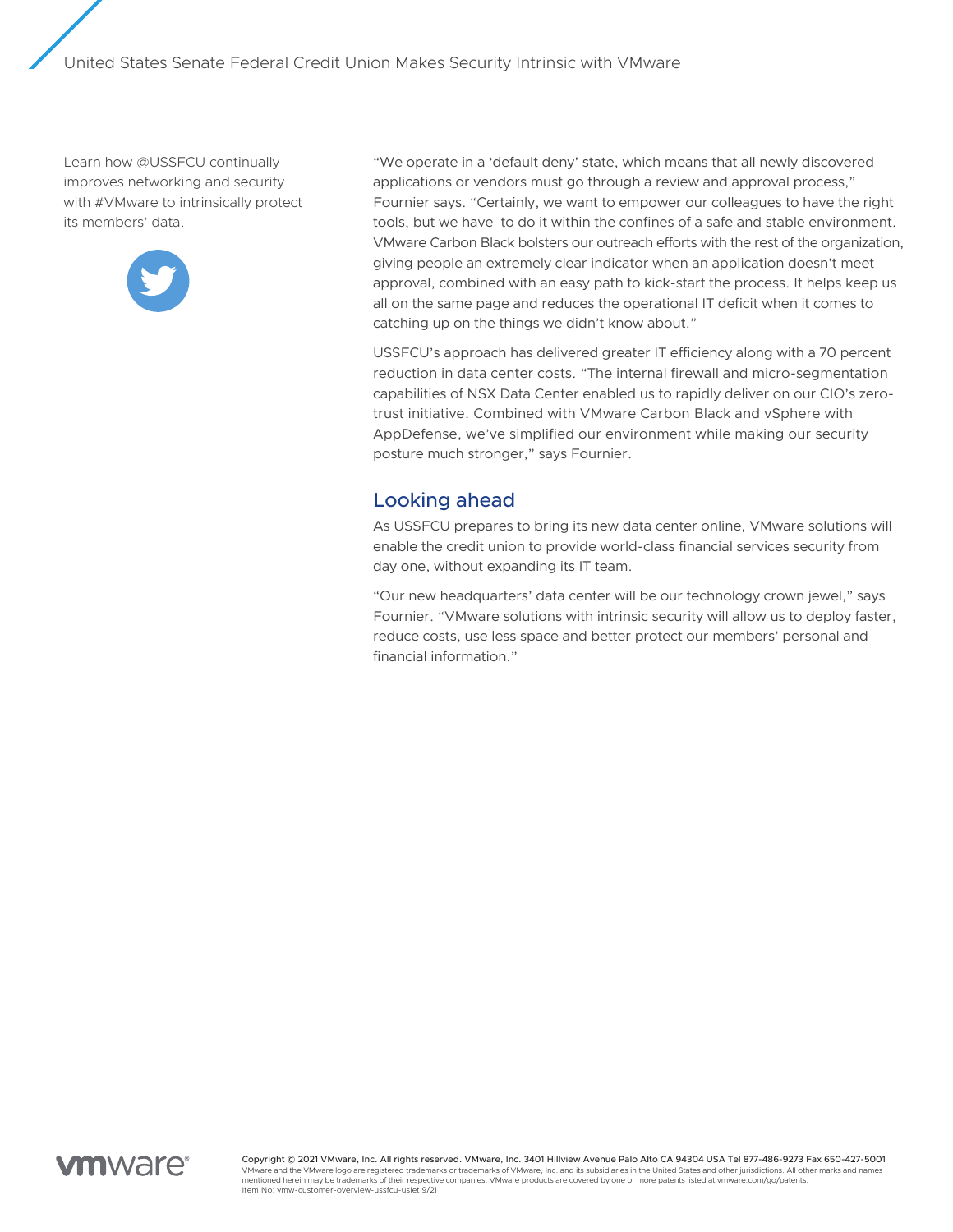Learn how @USSFCU continually improves networking and security with #VMware to intrinsically protect its members' data.

"We operate in a 'default deny' state, which means that all newly discovered applications or vendors must go through a review and approval process," Fournier says. "Certainly, we want to empower our colleagues to have the right tools, but we have to do it within the confines of a safe and stable environment. VMware Carbon Black bolsters our outreach efforts with the rest of the organization, giving people an extremely clear indicator when an application doesn't meet approval, combined with an easy path to kick-start the process. It helps keep us all on the same page and reduces the operational IT deficit when it comes to catching up on the things we didn't know about."

USSFCU's approach has delivered greater IT efficiency along with a 70 percent reduction in data center costs. "The internal firewall and micro-segmentation capabilities of NSX Data Center enabled us to rapidly deliver on our CIO's zero-trust initiative. Combined with VMware Carbon Black and vSphere with AppDefense, we've simplified our environment while making our security posture much stronger," says Fournier.

## Looking ahead

As USSFCU prepares to bring its new data center online, VMware solutions will enable the credit union to provide world-class financial services security from day one, without expanding its IT team.

"Our new headquarters' data center will be our technology crown jewel," says Fournier. "VMware solutions with intrinsic security will allow us to deploy faster, reduce costs, use less space and better protect our members' personal and financial information."

Copyright © 2021 VMware, Inc. All rights reserved. VMware, Inc. 3401 Hillview Avenue Palo Alto CA 94304 USA Tel 877-486-9273 Fax 650-427-5001 VMware and the VMware logo are registered trademarks or trademarks of VMware, Inc. and its subsidiaries in the United States and other jurisdictions. All other marks and names mentioned herein may be trademarks of their respective companies. VMware products are covered by one or more patents listed at vmware.com/go/patents. Item No: vmw-customer-overview-ussfcu-uslet 9/21